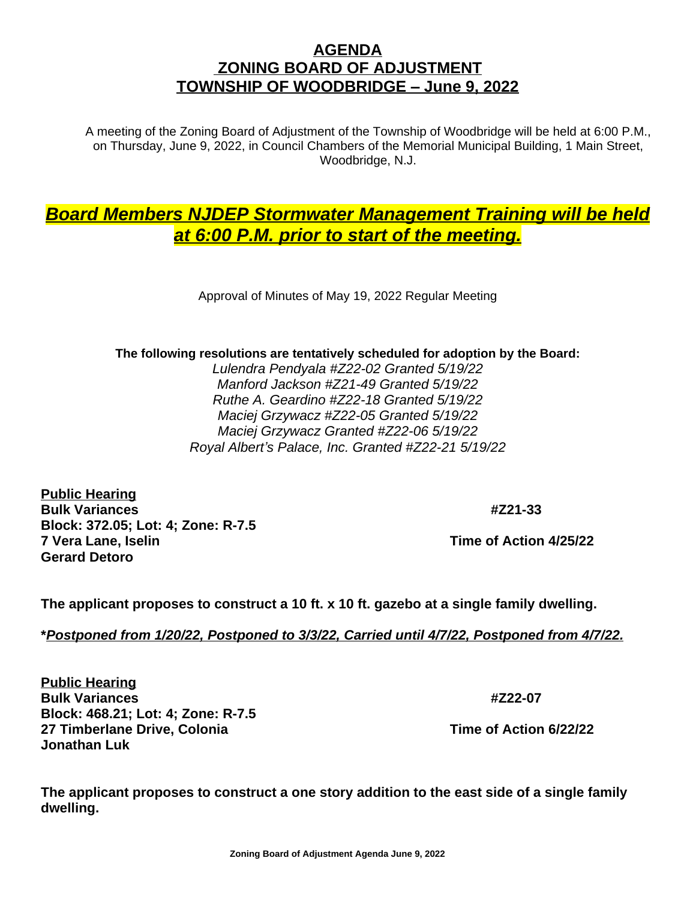# AGENDA
# ZONING BOARD OF ADJUSTMENT
# TOWNSHIP OF WOODBRIDGE – June 9, 2022

A meeting of the Zoning Board of Adjustment of the Township of Woodbridge will be held at 6:00 P.M., on Thursday, June 9, 2022, in Council Chambers of the Memorial Municipal Building, 1 Main Street, Woodbridge, N.J.

***Board Members NJDEP Stormwater Management Training will be held at 6:00 P.M. prior to start of the meeting.***

Approval of Minutes of May 19, 2022 Regular Meeting

**The following resolutions are tentatively scheduled for adoption by the Board:**

*Lulendra Pendyala #Z22-02 Granted 5/19/22*
*Manford Jackson #Z21-49 Granted 5/19/22*
*Ruthe A. Geardino #Z22-18 Granted 5/19/22*
*Maciej Grzywacz #Z22-05 Granted 5/19/22*
*Maciej Grzywacz Granted #Z22-06 5/19/22*
*Royal Albert's Palace, Inc. Granted #Z22-21 5/19/22*

**Public Hearing**
**Bulk Variances** **#Z21-33**
**Block: 372.05; Lot: 4; Zone: R-7.5**
**7 Vera Lane, Iselin** **Time of Action 4/25/22**
**Gerard Detoro**

**The applicant proposes to construct a 10 ft. x 10 ft. gazebo at a single family dwelling.**

***Postponed from 1/20/22, Postponed to 3/3/22, Carried until 4/7/22, Postponed from 4/7/22.***

**Public Hearing**
**Bulk Variances** **#Z22-07**
**Block: 468.21; Lot: 4; Zone: R-7.5**
**27 Timberlane Drive, Colonia** **Time of Action 6/22/22**
**Jonathan Luk**

**The applicant proposes to construct a one story addition to the east side of a single family dwelling.**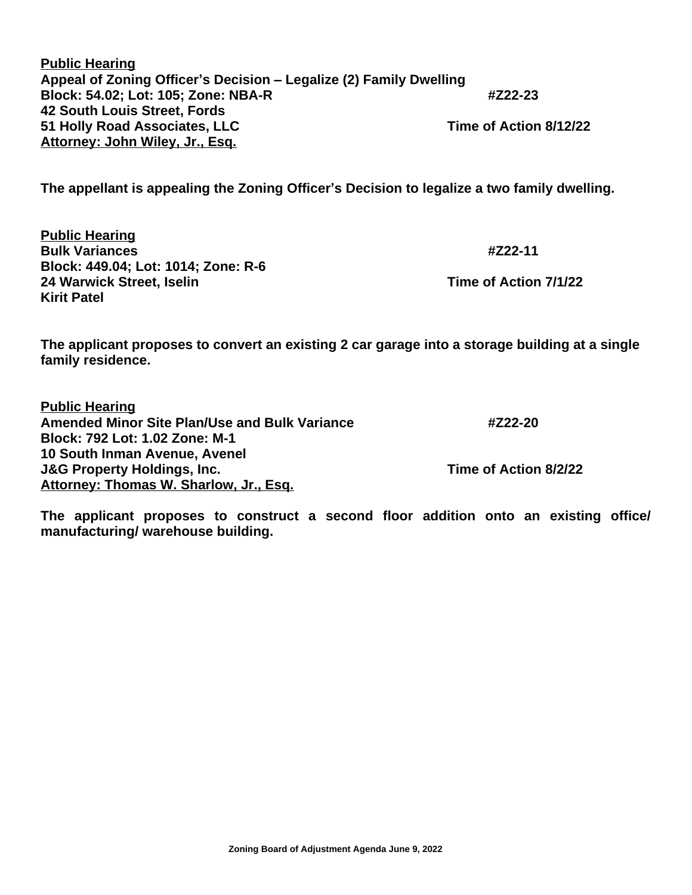**<u>Public Hearing</u>**
**Appeal of Zoning Officer's Decision – Legalize (2) Family Dwelling**
**Block: 54.02; Lot: 105; Zone: NBA-R** **#Z22-23**
**42 South Louis Street, Fords**
**51 Holly Road Associates, LLC** **Time of Action 8/12/22**
**<u>Attorney: John Wiley, Jr., Esq.</u>**

**The appellant is appealing the Zoning Officer's Decision to legalize a two family dwelling.**

**<u>Public Hearing</u>**
**Bulk Variances** **#Z22-11**
**Block: 449.04; Lot: 1014; Zone: R-6**
**24 Warwick Street, Iselin** **Time of Action 7/1/22**
**Kirit Patel**

**The applicant proposes to convert an existing 2 car garage into a storage building at a single family residence.**

**<u>Public Hearing</u>**
**Amended Minor Site Plan/Use and Bulk Variance** **#Z22-20**
**Block: 792 Lot: 1.02 Zone: M-1**
**10 South Inman Avenue, Avenel**
**J&G Property Holdings, Inc.** **Time of Action 8/2/22**
**<u>Attorney: Thomas W. Sharlow, Jr., Esq.</u>**

**The applicant proposes to construct a second floor addition onto an existing office/ manufacturing/ warehouse building.**